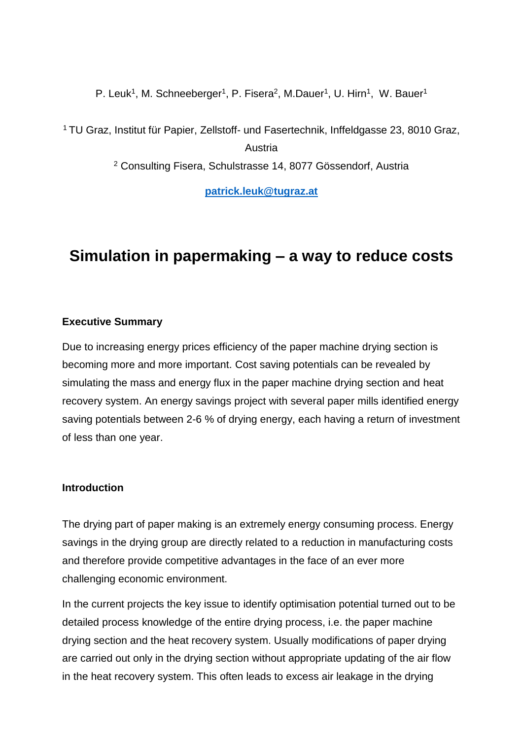P. Leuk[1], M. Schneeberger[1], P. Fisera[2], M.Dauer[1], U. Hirn[1], W. Bauer[1]

[1] TU Graz, Institut für Papier, Zellstoff- und Fasertechnik, Inffeldgasse 23, 8010 Graz, Austria

[2] Consulting Fisera, Schulstrasse 14, 8077 Gössendorf, Austria

**patrick.leuk@tugraz.at**

# Simulation in papermaking – a way to reduce costs

### Executive Summary

Due to increasing energy prices efficiency of the paper machine drying section is becoming more and more important. Cost saving potentials can be revealed by simulating the mass and energy flux in the paper machine drying section and heat recovery system. An energy savings project with several paper mills identified energy saving potentials between 2-6 % of drying energy, each having a return of investment of less than one year.

### Introduction

The drying part of paper making is an extremely energy consuming process. Energy savings in the drying group are directly related to a reduction in manufacturing costs and therefore provide competitive advantages in the face of an ever more challenging economic environment.

In the current projects the key issue to identify optimisation potential turned out to be detailed process knowledge of the entire drying process, i.e. the paper machine drying section and the heat recovery system. Usually modifications of paper drying are carried out only in the drying section without appropriate updating of the air flow in the heat recovery system. This often leads to excess air leakage in the drying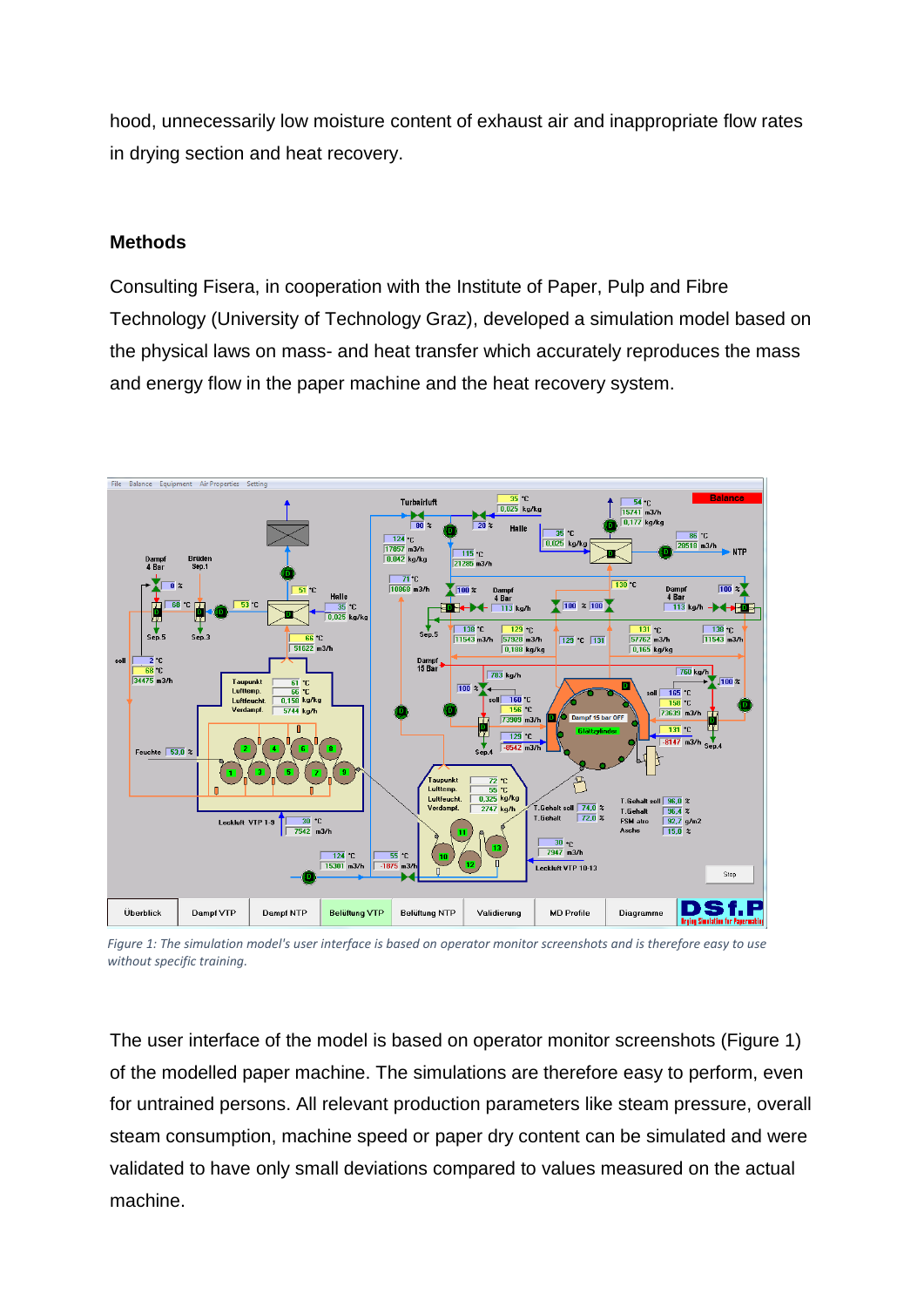hood, unnecessarily low moisture content of exhaust air and inappropriate flow rates in drying section and heat recovery.

## Methods

Consulting Fisera, in cooperation with the Institute of Paper, Pulp and Fibre Technology (University of Technology Graz), developed a simulation model based on the physical laws on mass- and heat transfer which accurately reproduces the mass and energy flow in the paper machine and the heat recovery system.

*Figure 1: The simulation model's user interface is based on operator monitor screenshots and is therefore easy to use without specific training.*

The user interface of the model is based on operator monitor screenshots (Figure 1) of the modelled paper machine. The simulations are therefore easy to perform, even for untrained persons. All relevant production parameters like steam pressure, overall steam consumption, machine speed or paper dry content can be simulated and were validated to have only small deviations compared to values measured on the actual machine.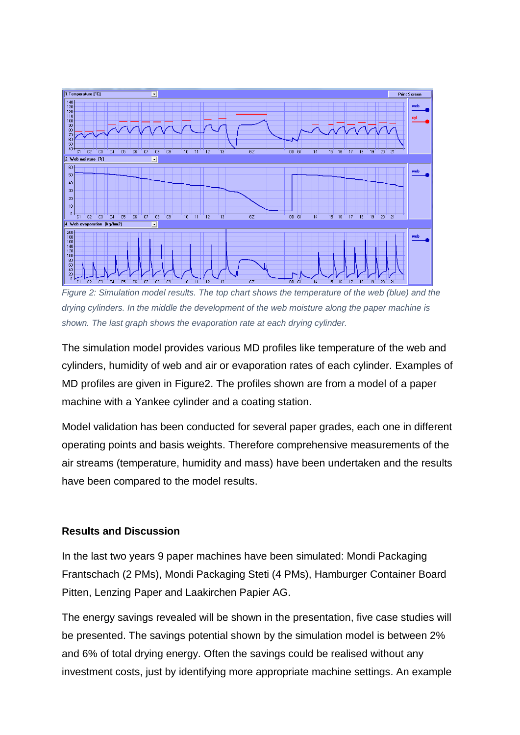*Figure 2: Simulation model results. The top chart shows the temperature of the web (blue) and the drying cylinders. In the middle the development of the web moisture along the paper machine is shown. The last graph shows the evaporation rate at each drying cylinder.*

The simulation model provides various MD profiles like temperature of the web and cylinders, humidity of web and air or evaporation rates of each cylinder. Examples of MD profiles are given in Figure2. The profiles shown are from a model of a paper machine with a Yankee cylinder and a coating station.

Model validation has been conducted for several paper grades, each one in different operating points and basis weights. Therefore comprehensive measurements of the air streams (temperature, humidity and mass) have been undertaken and the results have been compared to the model results.

**Results and Discussion**

In the last two years 9 paper machines have been simulated: Mondi Packaging Frantschach (2 PMs), Mondi Packaging Steti (4 PMs), Hamburger Container Board Pitten, Lenzing Paper and Laakirchen Papier AG.

The energy savings revealed will be shown in the presentation, five case studies will be presented. The savings potential shown by the simulation model is between 2% and 6% of total drying energy. Often the savings could be realised without any investment costs, just by identifying more appropriate machine settings. An example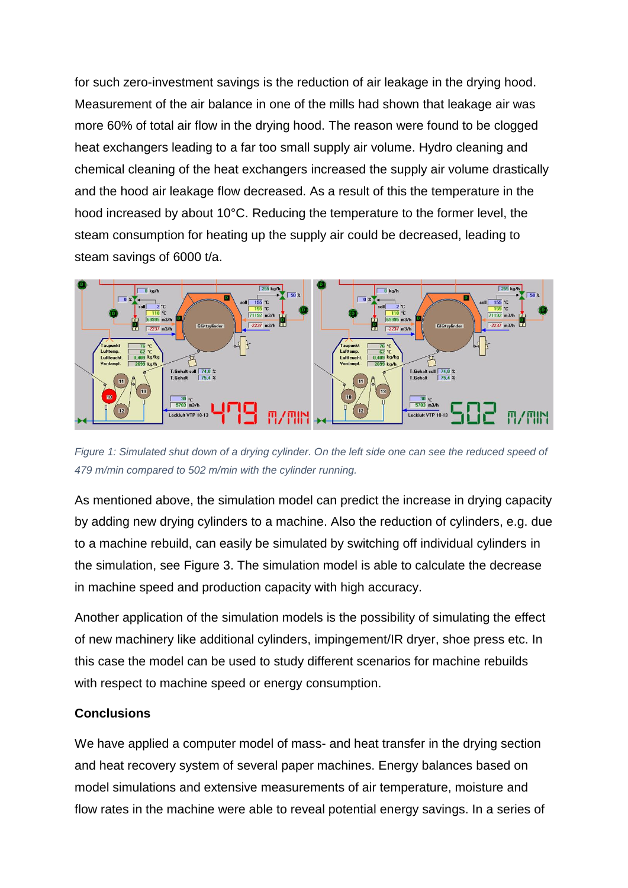for such zero-investment savings is the reduction of air leakage in the drying hood. Measurement of the air balance in one of the mills had shown that leakage air was more 60% of total air flow in the drying hood. The reason were found to be clogged heat exchangers leading to a far too small supply air volume. Hydro cleaning and chemical cleaning of the heat exchangers increased the supply air volume drastically and the hood air leakage flow decreased. As a result of this the temperature in the hood increased by about 10°C. Reducing the temperature to the former level, the steam consumption for heating up the supply air could be decreased, leading to steam savings of 6000 t/a.

*Figure 1: Simulated shut down of a drying cylinder. On the left side one can see the reduced speed of 479 m/min compared to 502 m/min with the cylinder running.*

As mentioned above, the simulation model can predict the increase in drying capacity by adding new drying cylinders to a machine. Also the reduction of cylinders, e.g. due to a machine rebuild, can easily be simulated by switching off individual cylinders in the simulation, see Figure 3. The simulation model is able to calculate the decrease in machine speed and production capacity with high accuracy.

Another application of the simulation models is the possibility of simulating the effect of new machinery like additional cylinders, impingement/IR dryer, shoe press etc. In this case the model can be used to study different scenarios for machine rebuilds with respect to machine speed or energy consumption.

**Conclusions**

We have applied a computer model of mass- and heat transfer in the drying section and heat recovery system of several paper machines. Energy balances based on model simulations and extensive measurements of air temperature, moisture and flow rates in the machine were able to reveal potential energy savings. In a series of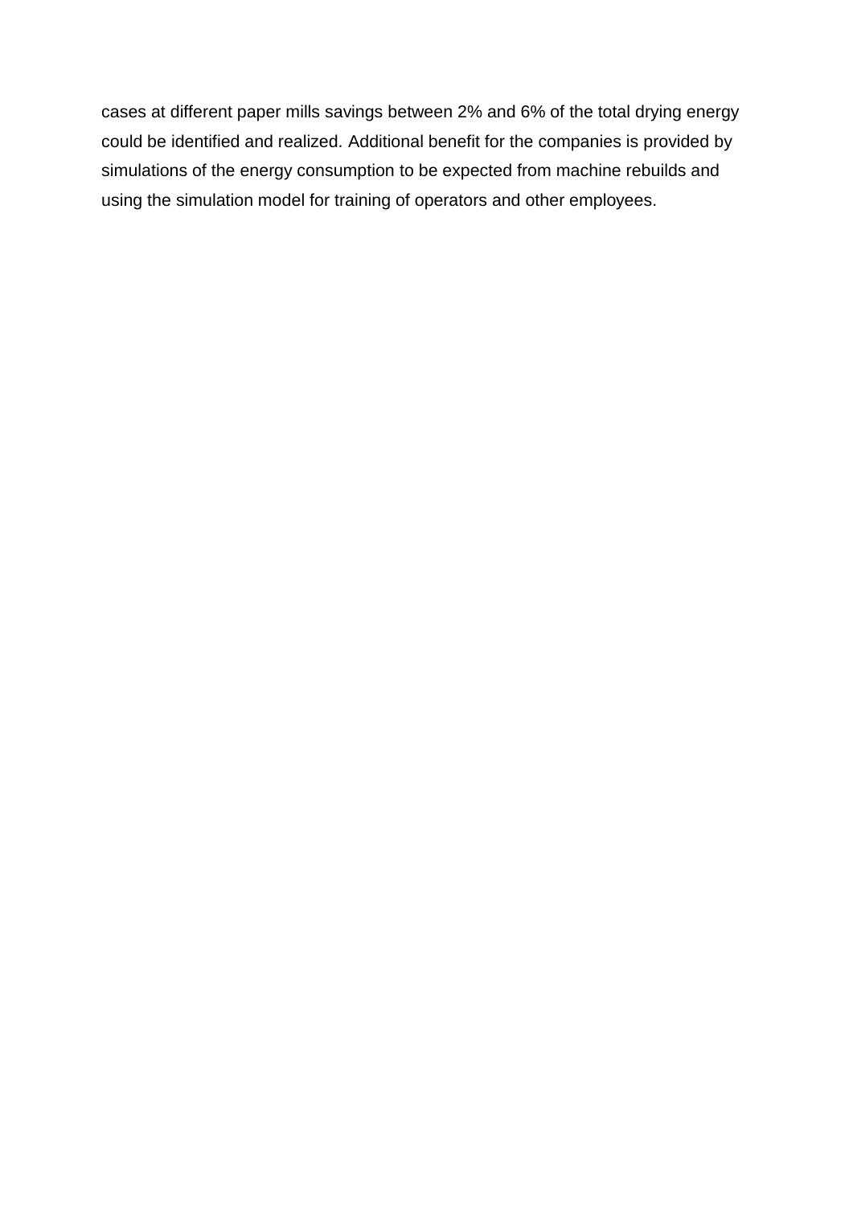cases at different paper mills savings between 2% and 6% of the total drying energy could be identified and realized. Additional benefit for the companies is provided by simulations of the energy consumption to be expected from machine rebuilds and using the simulation model for training of operators and other employees.